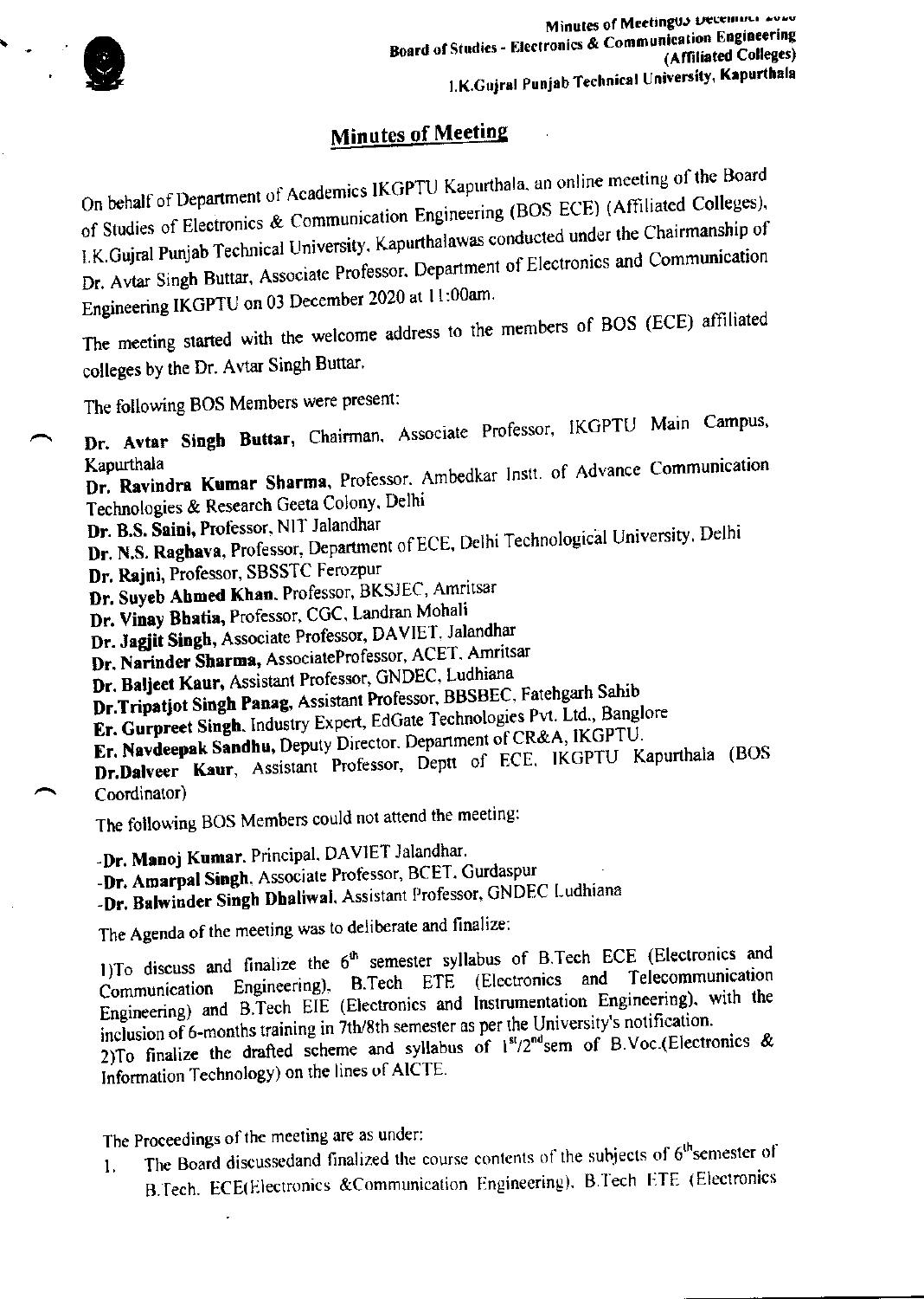## Minutes of Meeting

On behalf of Department of Academics IKGPTU Kapurthala, an online meeting of the Board of Studies of Electronics & Communication Engineering (BOS ECE) (Affiliated Colleges), I.K.Gujral Punjab Technical University, Kapurthalawas conducted under the Chairmanship of Dr. Avtar Singh Buttar, Associate Professor, Department of Electronics and Communication Engineering IKGPTU on 03 December 2020 at 11:00am.

The meeting started with the welcome address to the members of BOS (ECE) affiliated colleges by the Dr. Avtar Singh Buttar.

The following BOS Members were present:

**Dr. Avtar Singh Buttar**, Chairman, Associate Professor, IKGPTU Main Campus, Kapurthala
**Dr. Ravindra Kumar Sharma**, Professor, Ambedkar Instt. of Advance Communication Technologies & Research Geeta Colony, Delhi
**Dr. B.S. Saini**, Professor, NIT Jalandhar
**Dr. N.S. Raghava**, Professor, Department of ECE, Delhi Technological University, Delhi
**Dr. Rajni**, Professor, SBSSTC Ferozpur
**Dr. Suyeb Ahmed Khan**, Professor, BKSJEC, Amritsar
**Dr. Vinay Bhatia**, Professor, CGC, Landran Mohali
**Dr. Jagjit Singh**, Associate Professor, DAVIET, Jalandhar
**Dr. Narinder Sharma**, AssociateProfessor, ACET, Amritsar
**Dr. Baljeet Kaur**, Assistant Professor, GNDEC, Ludhiana
**Dr.Tripatjot Singh Panag**, Assistant Professor, BBSBEC, Fatehgarh Sahib
**Er. Gurpreet Singh**, Industry Expert, EdGate Technologies Pvt. Ltd., Banglore
**Er. Navdeepak Sandhu**, Deputy Director, Department of CR&A, IKGPTU.
**Dr.Dalveer Kaur**, Assistant Professor, Deptt of ECE, IKGPTU Kapurthala (BOS Coordinator)

The following BOS Members could not attend the meeting:

-**Dr. Manoj Kumar**, Principal, DAVIET Jalandhar.
-**Dr. Amarpal Singh**, Associate Professor, BCET, Gurdaspur
-**Dr. Balwinder Singh Dhaliwal**, Assistant Professor, GNDEC Ludhiana

The Agenda of the meeting was to deliberate and finalize:

1)To discuss and finalize the 6th semester syllabus of B.Tech ECE (Electronics and Communication Engineering), B.Tech ETE (Electronics and Telecommunication Engineering) and B.Tech EIE (Electronics and Instrumentation Engineering), with the inclusion of 6-months training in 7th/8th semester as per the University's notification.
2)To finalize the drafted scheme and syllabus of 1st/2nd sem of B.Voc.(Electronics & Information Technology) on the lines of AICTE.

The Proceedings of the meeting are as under:

1. The Board discussedand finalized the course contents of the subjects of 6th semester of B.Tech. ECE(Electronics &Communication Engineering), B.Tech ETE (Electronics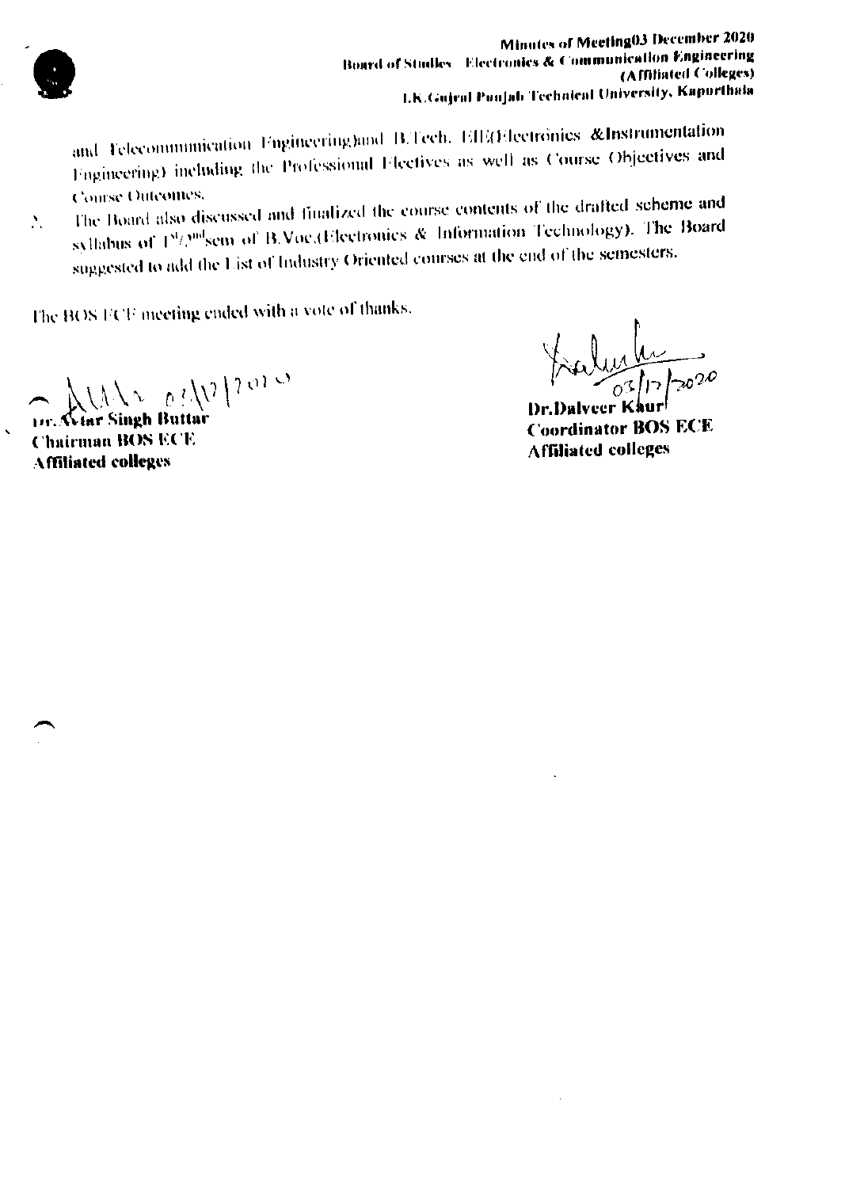and Telecommunication Engineering)and B.Tech. EIE(Electronics &Instrumentation Engineering) including the Professional Electives as well as Course Objectives and Course Outcomes.

2. The Board also discussed and finalized the course contents of the drafted scheme and syllabus of 1st/2nd sem of B.Voc.(Electronics & Information Technology). The Board suggested to add the List of Industry Oriented courses at the end of the semesters.

The BOS ECE meeting ended with a vote of thanks.

03/12/2020
**Dr. Avtar Singh Buttar**
**Chairman BOS ECE**
**Affiliated colleges**

03/12/2020
**Dr.Dalveer Kaur**
**Coordinator BOS ECE**
**Affiliated colleges**